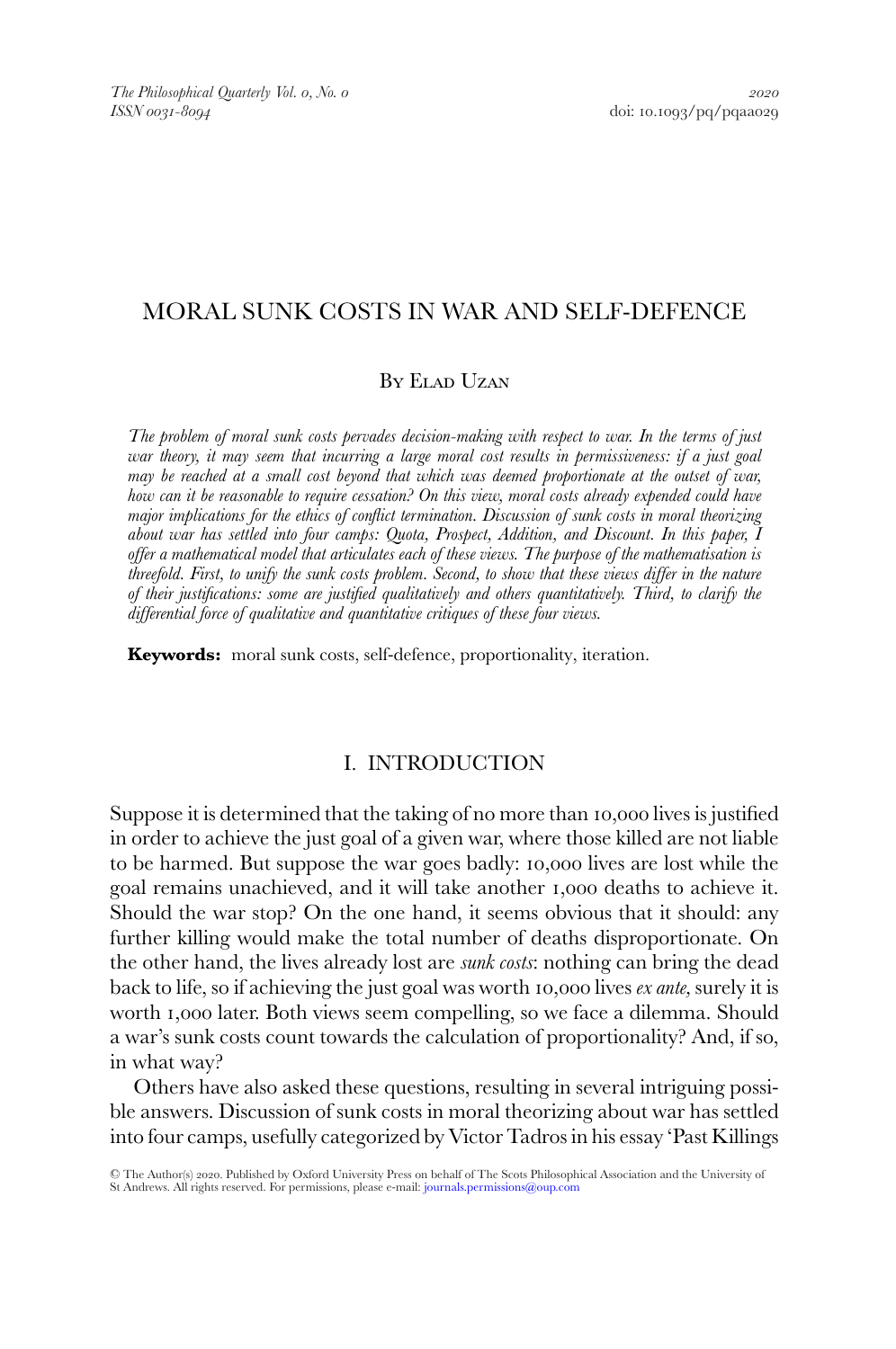# MORAL SUNK COSTS IN WAR AND SELF-DEFENCE

By Elad Uzan

*The problem of moral sunk costs pervades decision-making with respect to war. In the terms of just war theory, it may seem that incurring a large moral cost results in permissiveness: if a just goal may be reached at a small cost beyond that which was deemed proportionate at the outset of war, how can it be reasonable to require cessation? On this view, moral costs already expended could have major implications for the ethics of conflict termination. Discussion of sunk costs in moral theorizing about war has settled into four camps: Quota, Prospect, Addition, and Discount. In this paper, I offer a mathematical model that articulates each of these views. The purpose of the mathematisation is threefold. First, to unify the sunk costs problem. Second, to show that these views differ in the nature of their justifications: some are justified qualitatively and others quantitatively. Third, to clarify the differential force of qualitative and quantitative critiques of these four views.*

**Keywords:** moral sunk costs, self-defence, proportionality, iteration.

## I. INTRODUCTION

Suppose it is determined that the taking of no more than 10,000 lives is justified in order to achieve the just goal of a given war, where those killed are not liable to be harmed. But suppose the war goes badly: 10,000 lives are lost while the goal remains unachieved, and it will take another 1,000 deaths to achieve it. Should the war stop? On the one hand, it seems obvious that it should: any further killing would make the total number of deaths disproportionate. On the other hand, the lives already lost are *sunk costs*: nothing can bring the dead back to life, so if achieving the just goal was worth 10,000 lives *ex ante*, surely it is worth 1,000 later. Both views seem compelling, so we face a dilemma. Should a war's sunk costs count towards the calculation of proportionality? And, if so, in what way?

Others have also asked these questions, resulting in several intriguing possible answers. Discussion of sunk costs in moral theorizing about war has settled into four camps, usefully categorized by Victor Tadros in his essay 'Past Killings

© The Author(s) 2020. Published by Oxford University Press on behalf of The Scots Philosophical Association and the University of St Andrews. All rights reserved. For permissions, please e-mail: journals.permissions@oup.com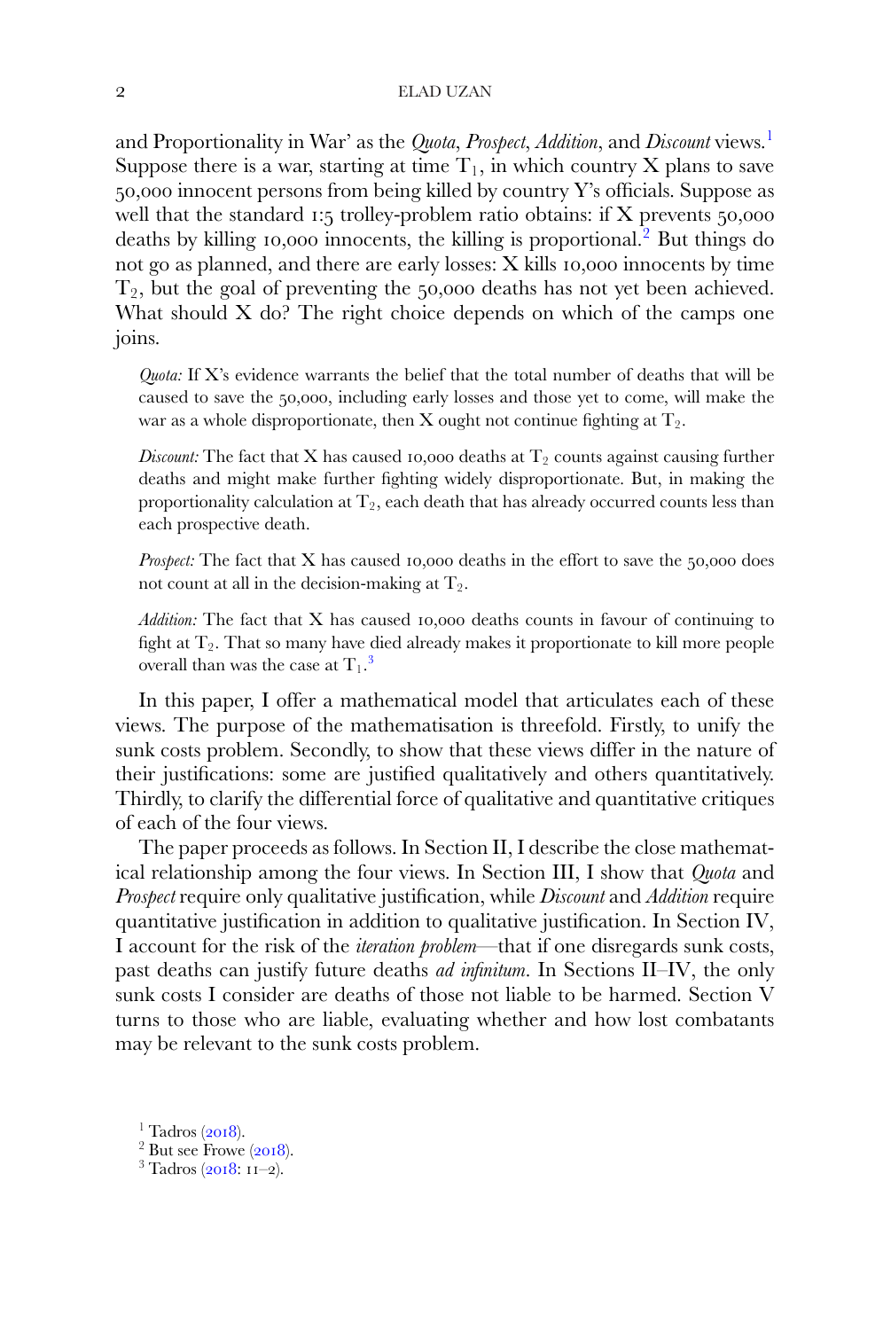and Proportionality in War' as the *Quota*, *Prospect*, *Addition*, and *Discount* views.[1] Suppose there is a war, starting at time $T_1$, in which country X plans to save 50,000 innocent persons from being killed by country Y's officials. Suppose as well that the standard 1:5 trolley-problem ratio obtains: if X prevents 50,000 deaths by killing 10,000 innocents, the killing is proportional.[2] But things do not go as planned, and there are early losses: X kills 10,000 innocents by time $T_2$, but the goal of preventing the 50,000 deaths has not yet been achieved. What should X do? The right choice depends on which of the camps one joins.

> *Quota:* If X's evidence warrants the belief that the total number of deaths that will be caused to save the 50,000, including early losses and those yet to come, will make the war as a whole disproportionate, then X ought not continue fighting at $T_2$.
>
> *Discount:* The fact that X has caused 10,000 deaths at $T_2$ counts against causing further deaths and might make further fighting widely disproportionate. But, in making the proportionality calculation at $T_2$, each death that has already occurred counts less than each prospective death.
>
> *Prospect:* The fact that X has caused 10,000 deaths in the effort to save the 50,000 does not count at all in the decision-making at $T_2$.
>
> *Addition:* The fact that X has caused 10,000 deaths counts in favour of continuing to fight at $T_2$. That so many have died already makes it proportionate to kill more people overall than was the case at $T_1$.[3]

In this paper, I offer a mathematical model that articulates each of these views. The purpose of the mathematisation is threefold. Firstly, to unify the sunk costs problem. Secondly, to show that these views differ in the nature of their justifications: some are justified qualitatively and others quantitatively. Thirdly, to clarify the differential force of qualitative and quantitative critiques of each of the four views.

The paper proceeds as follows. In Section II, I describe the close mathematical relationship among the four views. In Section III, I show that *Quota* and *Prospect* require only qualitative justification, while *Discount* and *Addition* require quantitative justification in addition to qualitative justification. In Section IV, I account for the risk of the *iteration problem*—that if one disregards sunk costs, past deaths can justify future deaths *ad infinitum*. In Sections II–IV, the only sunk costs I consider are deaths of those not liable to be harmed. Section V turns to those who are liable, evaluating whether and how lost combatants may be relevant to the sunk costs problem.

[1] Tadros (2018).

[2] But see Frowe (2018).

[3] Tadros (2018: 11–2).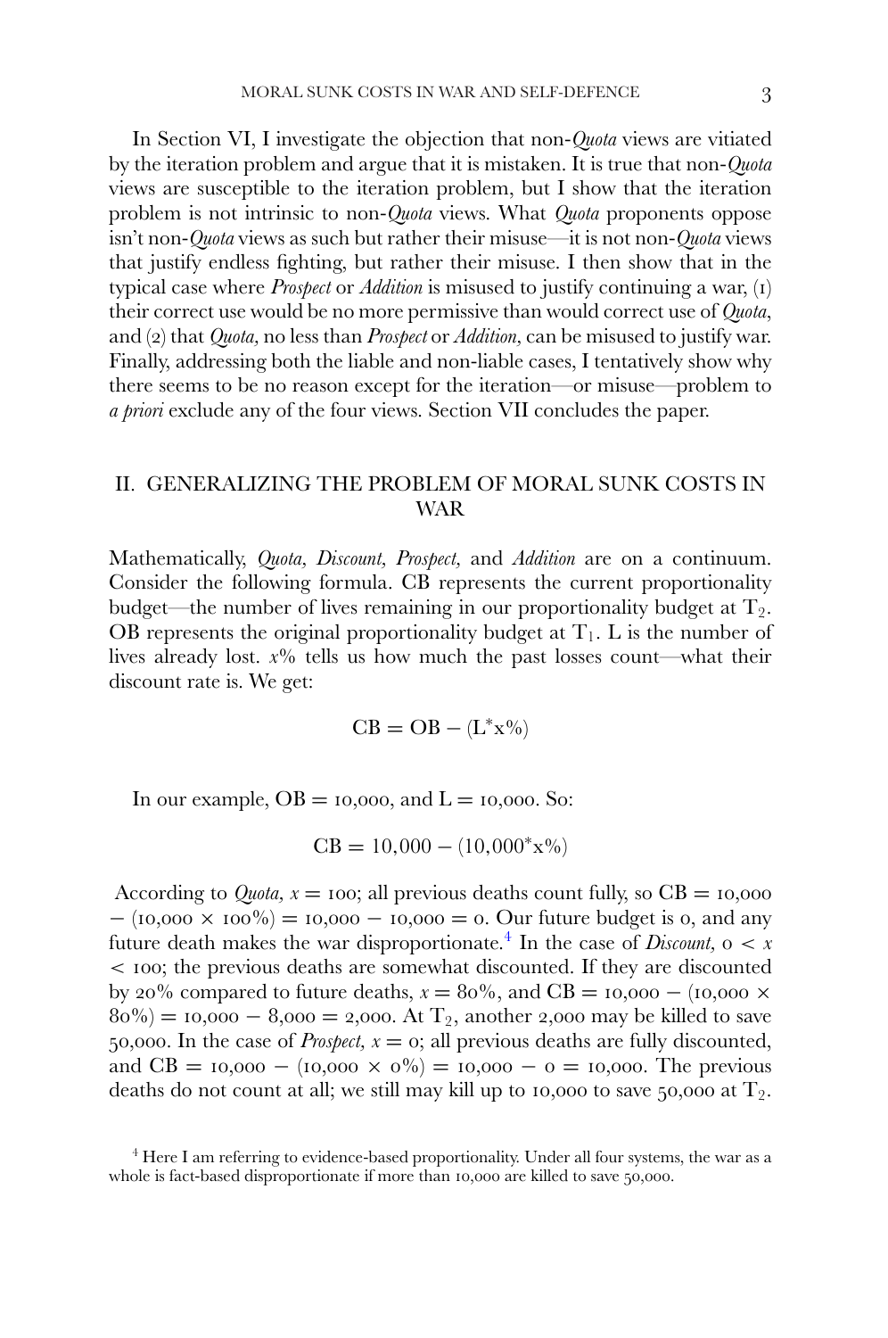In Section VI, I investigate the objection that non-*Quota* views are vitiated by the iteration problem and argue that it is mistaken. It is true that non-*Quota* views are susceptible to the iteration problem, but I show that the iteration problem is not intrinsic to non-*Quota* views. What *Quota* proponents oppose isn't non-*Quota* views as such but rather their misuse—it is not non-*Quota* views that justify endless fighting, but rather their misuse. I then show that in the typical case where *Prospect* or *Addition* is misused to justify continuing a war, (1) their correct use would be no more permissive than would correct use of *Quota*, and (2) that *Quota*, no less than *Prospect* or *Addition*, can be misused to justify war. Finally, addressing both the liable and non-liable cases, I tentatively show why there seems to be no reason except for the iteration—or misuse—problem to *a priori* exclude any of the four views. Section VII concludes the paper.

## II. GENERALIZING THE PROBLEM OF MORAL SUNK COSTS IN WAR

Mathematically, *Quota*, *Discount*, *Prospect*, and *Addition* are on a continuum. Consider the following formula. CB represents the current proportionality budget—the number of lives remaining in our proportionality budget at $T_2$. OB represents the original proportionality budget at $T_1$. L is the number of lives already lost. $x$% tells us how much the past losses count—what their discount rate is. We get:

$$\text{CB} = \text{OB} - (\text{L}^{*}\text{x}\%)$$

In our example, OB = 10,000, and L = 10,000. So:

$$\text{CB} = 10{,}000 - (10{,}000^{*}\text{x}\%)$$

According to *Quota*, $x = 100$; all previous deaths count fully, so $\text{CB} = 10{,}000 - (10{,}000 \times 100\%) = 10{,}000 - 10{,}000 = 0$. Our future budget is 0, and any future death makes the war disproportionate.[4] In the case of *Discount*, $0 < x < 100$; the previous deaths are somewhat discounted. If they are discounted by 20% compared to future deaths, $x = 80\%$, and $\text{CB} = 10{,}000 - (10{,}000 \times 80\%) = 10{,}000 - 8{,}000 = 2{,}000$. At $T_2$, another 2,000 may be killed to save 50,000. In the case of *Prospect*, $x = 0$; all previous deaths are fully discounted, and $\text{CB} = 10{,}000 - (10{,}000 \times 0\%) = 10{,}000 - 0 = 10{,}000$. The previous deaths do not count at all; we still may kill up to 10,000 to save 50,000 at $T_2$.

[4] Here I am referring to evidence-based proportionality. Under all four systems, the war as a whole is fact-based disproportionate if more than 10,000 are killed to save 50,000.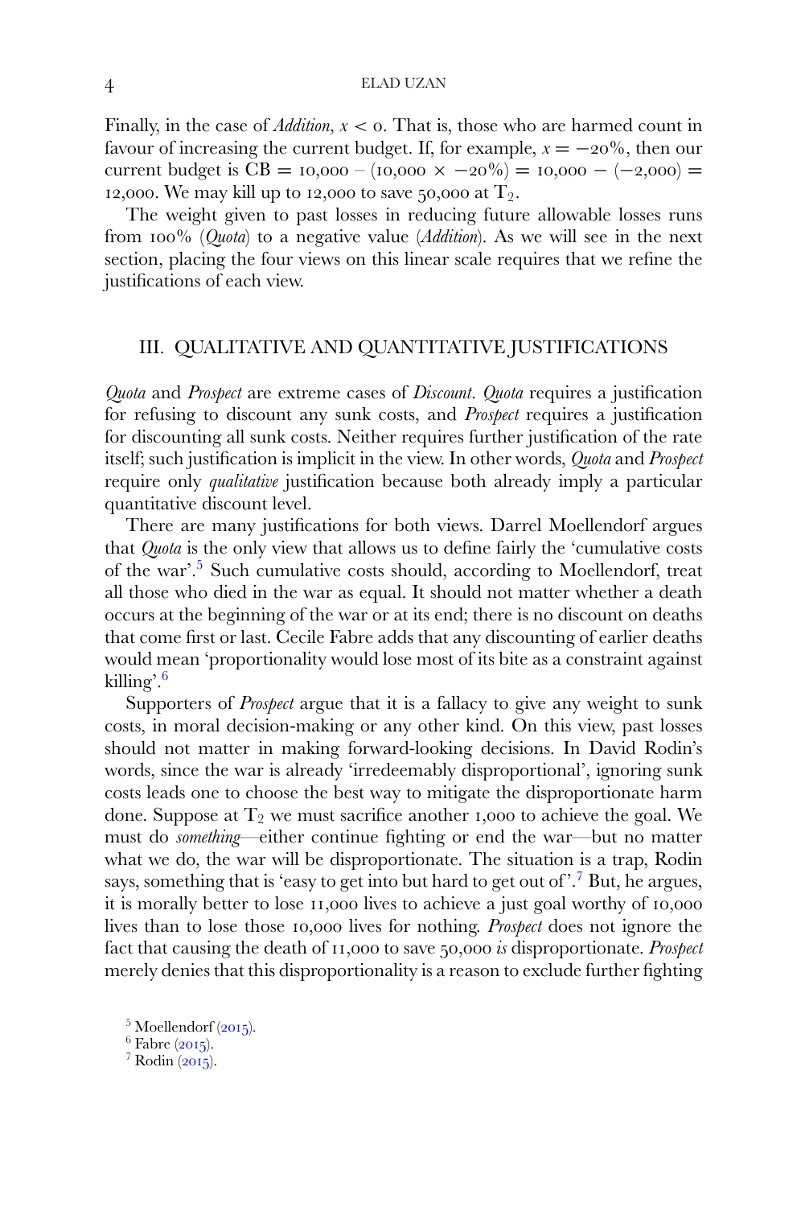Finally, in the case of *Addition*, $x < 0$. That is, those who are harmed count in favour of increasing the current budget. If, for example, $x = -20\%$, then our current budget is $\text{CB} = 10{,}000 - (10{,}000 \times -20\%) = 10{,}000 - (-2{,}000) = 12{,}000$. We may kill up to 12,000 to save 50,000 at $T_2$.

The weight given to past losses in reducing future allowable losses runs from 100% (*Quota*) to a negative value (*Addition*). As we will see in the next section, placing the four views on this linear scale requires that we refine the justifications of each view.

## III. QUALITATIVE AND QUANTITATIVE JUSTIFICATIONS

*Quota* and *Prospect* are extreme cases of *Discount*. *Quota* requires a justification for refusing to discount any sunk costs, and *Prospect* requires a justification for discounting all sunk costs. Neither requires further justification of the rate itself; such justification is implicit in the view. In other words, *Quota* and *Prospect* require only *qualitative* justification because both already imply a particular quantitative discount level.

There are many justifications for both views. Darrel Moellendorf argues that *Quota* is the only view that allows us to define fairly the 'cumulative costs of the war'.[5] Such cumulative costs should, according to Moellendorf, treat all those who died in the war as equal. It should not matter whether a death occurs at the beginning of the war or at its end; there is no discount on deaths that come first or last. Cecile Fabre adds that any discounting of earlier deaths would mean 'proportionality would lose most of its bite as a constraint against killing'.[6]

Supporters of *Prospect* argue that it is a fallacy to give any weight to sunk costs, in moral decision-making or any other kind. On this view, past losses should not matter in making forward-looking decisions. In David Rodin's words, since the war is already 'irredeemably disproportional', ignoring sunk costs leads one to choose the best way to mitigate the disproportionate harm done. Suppose at $T_2$ we must sacrifice another 1,000 to achieve the goal. We must do *something*—either continue fighting or end the war—but no matter what we do, the war will be disproportionate. The situation is a trap, Rodin says, something that is 'easy to get into but hard to get out of'.[7] But, he argues, it is morally better to lose 11,000 lives to achieve a just goal worthy of 10,000 lives than to lose those 10,000 lives for nothing. *Prospect* does not ignore the fact that causing the death of 11,000 to save 50,000 *is* disproportionate. *Prospect* merely denies that this disproportionality is a reason to exclude further fighting

[5] Moellendorf (2015).
[6] Fabre (2015).
[7] Rodin (2015).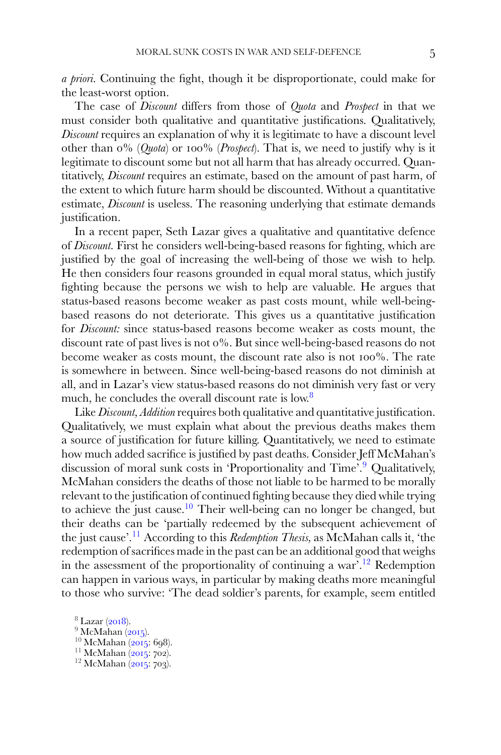*a priori*. Continuing the fight, though it be disproportionate, could make for the least-worst option.

The case of *Discount* differs from those of *Quota* and *Prospect* in that we must consider both qualitative and quantitative justifications. Qualitatively, *Discount* requires an explanation of why it is legitimate to have a discount level other than 0% (*Quota*) or 100% (*Prospect*). That is, we need to justify why is it legitimate to discount some but not all harm that has already occurred. Quantitatively, *Discount* requires an estimate, based on the amount of past harm, of the extent to which future harm should be discounted. Without a quantitative estimate, *Discount* is useless. The reasoning underlying that estimate demands justification.

In a recent paper, Seth Lazar gives a qualitative and quantitative defence of *Discount*. First he considers well-being-based reasons for fighting, which are justified by the goal of increasing the well-being of those we wish to help. He then considers four reasons grounded in equal moral status, which justify fighting because the persons we wish to help are valuable. He argues that status-based reasons become weaker as past costs mount, while well-being-based reasons do not deteriorate. This gives us a quantitative justification for *Discount:* since status-based reasons become weaker as costs mount, the discount rate of past lives is not 0%. But since well-being-based reasons do not become weaker as costs mount, the discount rate also is not 100%. The rate is somewhere in between. Since well-being-based reasons do not diminish at all, and in Lazar's view status-based reasons do not diminish very fast or very much, he concludes the overall discount rate is low.[8]

Like *Discount*, *Addition* requires both qualitative and quantitative justification. Qualitatively, we must explain what about the previous deaths makes them a source of justification for future killing. Quantitatively, we need to estimate how much added sacrifice is justified by past deaths. Consider Jeff McMahan's discussion of moral sunk costs in 'Proportionality and Time'.[9] Qualitatively, McMahan considers the deaths of those not liable to be harmed to be morally relevant to the justification of continued fighting because they died while trying to achieve the just cause.[10] Their well-being can no longer be changed, but their deaths can be 'partially redeemed by the subsequent achievement of the just cause'.[11] According to this *Redemption Thesis*, as McMahan calls it, 'the redemption of sacrifices made in the past can be an additional good that weighs in the assessment of the proportionality of continuing a war'.[12] Redemption can happen in various ways, in particular by making deaths more meaningful to those who survive: 'The dead soldier's parents, for example, seem entitled

[8] Lazar (2018).
[9] McMahan (2015).
[10] McMahan (2015: 698).
[11] McMahan (2015: 702).
[12] McMahan (2015: 703).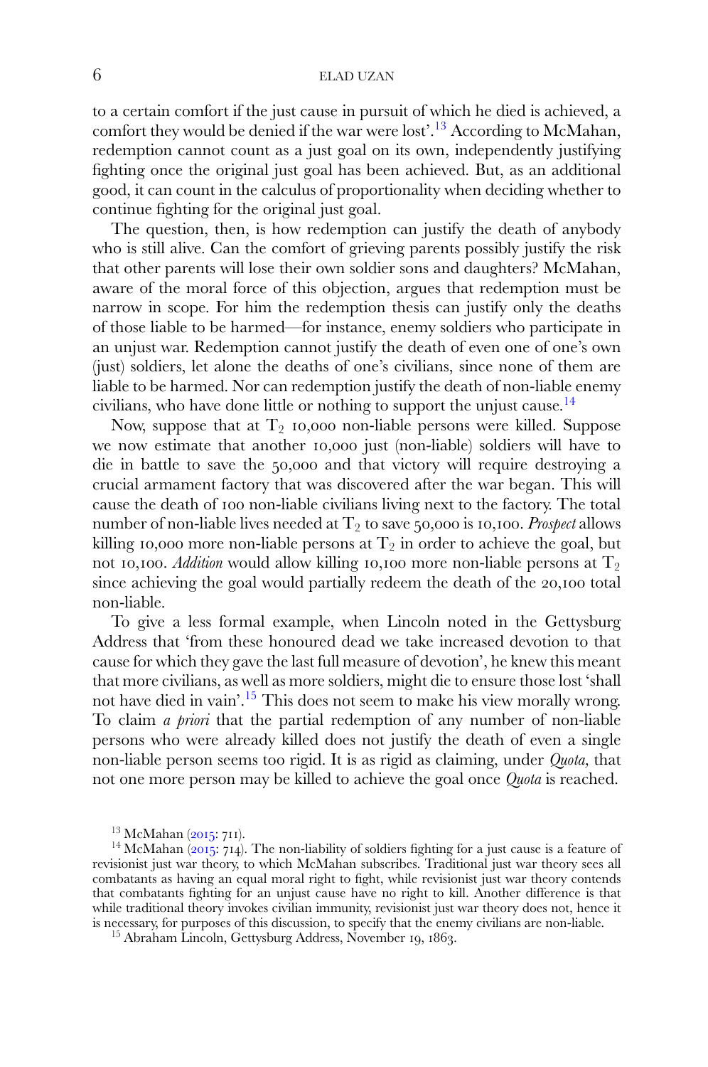to a certain comfort if the just cause in pursuit of which he died is achieved, a comfort they would be denied if the war were lost'.[13] According to McMahan, redemption cannot count as a just goal on its own, independently justifying fighting once the original just goal has been achieved. But, as an additional good, it can count in the calculus of proportionality when deciding whether to continue fighting for the original just goal.

The question, then, is how redemption can justify the death of anybody who is still alive. Can the comfort of grieving parents possibly justify the risk that other parents will lose their own soldier sons and daughters? McMahan, aware of the moral force of this objection, argues that redemption must be narrow in scope. For him the redemption thesis can justify only the deaths of those liable to be harmed—for instance, enemy soldiers who participate in an unjust war. Redemption cannot justify the death of even one of one's own (just) soldiers, let alone the deaths of one's civilians, since none of them are liable to be harmed. Nor can redemption justify the death of non-liable enemy civilians, who have done little or nothing to support the unjust cause.[14]

Now, suppose that at $T_2$ 10,000 non-liable persons were killed. Suppose we now estimate that another 10,000 just (non-liable) soldiers will have to die in battle to save the 50,000 and that victory will require destroying a crucial armament factory that was discovered after the war began. This will cause the death of 100 non-liable civilians living next to the factory. The total number of non-liable lives needed at $T_2$ to save 50,000 is 10,100. *Prospect* allows killing 10,000 more non-liable persons at $T_2$ in order to achieve the goal, but not 10,100. *Addition* would allow killing 10,100 more non-liable persons at $T_2$ since achieving the goal would partially redeem the death of the 20,100 total non-liable.

To give a less formal example, when Lincoln noted in the Gettysburg Address that 'from these honoured dead we take increased devotion to that cause for which they gave the last full measure of devotion', he knew this meant that more civilians, as well as more soldiers, might die to ensure those lost 'shall not have died in vain'.[15] This does not seem to make his view morally wrong. To claim *a priori* that the partial redemption of any number of non-liable persons who were already killed does not justify the death of even a single non-liable person seems too rigid. It is as rigid as claiming, under *Quota*, that not one more person may be killed to achieve the goal once *Quota* is reached.

[13] McMahan (2015: 711).

[14] McMahan (2015: 714). The non-liability of soldiers fighting for a just cause is a feature of revisionist just war theory, to which McMahan subscribes. Traditional just war theory sees all combatants as having an equal moral right to fight, while revisionist just war theory contends that combatants fighting for an unjust cause have no right to kill. Another difference is that while traditional theory invokes civilian immunity, revisionist just war theory does not, hence it is necessary, for purposes of this discussion, to specify that the enemy civilians are non-liable.

[15] Abraham Lincoln, Gettysburg Address, November 19, 1863.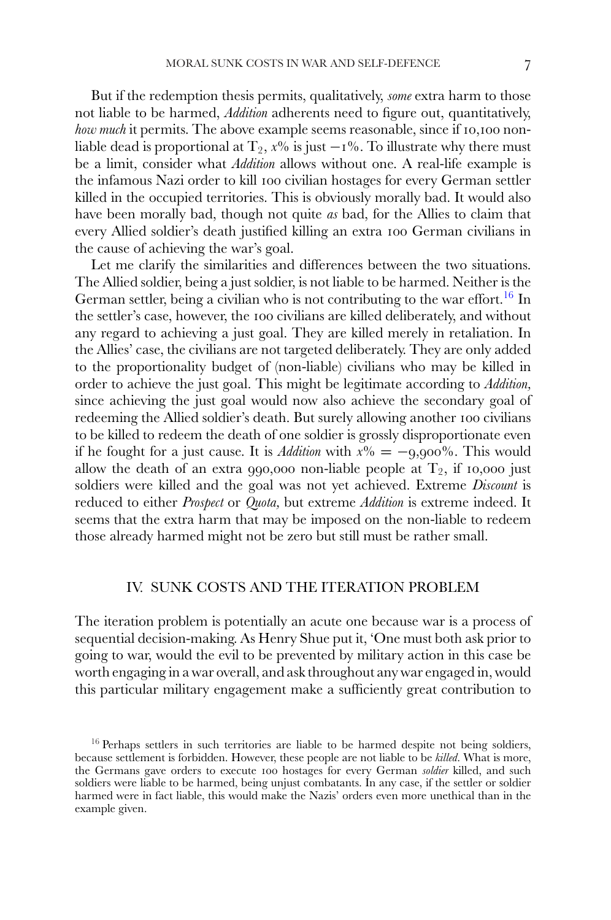But if the redemption thesis permits, qualitatively, *some* extra harm to those not liable to be harmed, *Addition* adherents need to figure out, quantitatively, *how much* it permits. The above example seems reasonable, since if 10,100 non-liable dead is proportional at $T_2$, $x\%$ is just $-1\%$. To illustrate why there must be a limit, consider what *Addition* allows without one. A real-life example is the infamous Nazi order to kill 100 civilian hostages for every German settler killed in the occupied territories. This is obviously morally bad. It would also have been morally bad, though not quite *as* bad, for the Allies to claim that every Allied soldier's death justified killing an extra 100 German civilians in the cause of achieving the war's goal.

Let me clarify the similarities and differences between the two situations. The Allied soldier, being a just soldier, is not liable to be harmed. Neither is the German settler, being a civilian who is not contributing to the war effort.[16] In the settler's case, however, the 100 civilians are killed deliberately, and without any regard to achieving a just goal. They are killed merely in retaliation. In the Allies' case, the civilians are not targeted deliberately. They are only added to the proportionality budget of (non-liable) civilians who may be killed in order to achieve the just goal. This might be legitimate according to *Addition,* since achieving the just goal would now also achieve the secondary goal of redeeming the Allied soldier's death. But surely allowing another 100 civilians to be killed to redeem the death of one soldier is grossly disproportionate even if he fought for a just cause. It is *Addition* with $x\% = -9{,}900\%$. This would allow the death of an extra 990,000 non-liable people at $T_2$, if 10,000 just soldiers were killed and the goal was not yet achieved. Extreme *Discount* is reduced to either *Prospect* or *Quota,* but extreme *Addition* is extreme indeed. It seems that the extra harm that may be imposed on the non-liable to redeem those already harmed might not be zero but still must be rather small.

## IV. SUNK COSTS AND THE ITERATION PROBLEM

The iteration problem is potentially an acute one because war is a process of sequential decision-making. As Henry Shue put it, 'One must both ask prior to going to war, would the evil to be prevented by military action in this case be worth engaging in a war overall, and ask throughout any war engaged in, would this particular military engagement make a sufficiently great contribution to

[16] Perhaps settlers in such territories are liable to be harmed despite not being soldiers, because settlement is forbidden. However, these people are not liable to be *killed*. What is more, the Germans gave orders to execute 100 hostages for every German *soldier* killed, and such soldiers were liable to be harmed, being unjust combatants. In any case, if the settler or soldier harmed were in fact liable, this would make the Nazis' orders even more unethical than in the example given.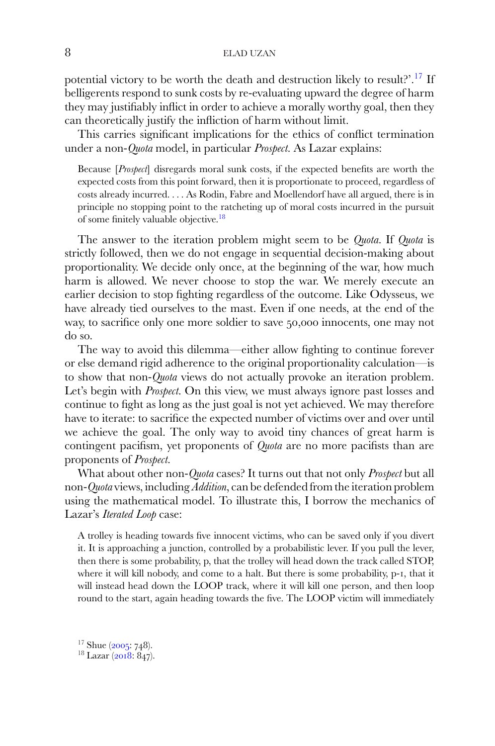potential victory to be worth the death and destruction likely to result?'.[17] If belligerents respond to sunk costs by re-evaluating upward the degree of harm they may justifiably inflict in order to achieve a morally worthy goal, then they can theoretically justify the infliction of harm without limit.

This carries significant implications for the ethics of conflict termination under a non-*Quota* model, in particular *Prospect*. As Lazar explains:

> Because [*Prospect*] disregards moral sunk costs, if the expected benefits are worth the expected costs from this point forward, then it is proportionate to proceed, regardless of costs already incurred. . . . As Rodin, Fabre and Moellendorf have all argued, there is in principle no stopping point to the ratcheting up of moral costs incurred in the pursuit of some finitely valuable objective.[18]

The answer to the iteration problem might seem to be *Quota*. If *Quota* is strictly followed, then we do not engage in sequential decision-making about proportionality. We decide only once, at the beginning of the war, how much harm is allowed. We never choose to stop the war. We merely execute an earlier decision to stop fighting regardless of the outcome. Like Odysseus, we have already tied ourselves to the mast. Even if one needs, at the end of the way, to sacrifice only one more soldier to save 50,000 innocents, one may not do so.

The way to avoid this dilemma—either allow fighting to continue forever or else demand rigid adherence to the original proportionality calculation—is to show that non-*Quota* views do not actually provoke an iteration problem. Let's begin with *Prospect*. On this view, we must always ignore past losses and continue to fight as long as the just goal is not yet achieved. We may therefore have to iterate: to sacrifice the expected number of victims over and over until we achieve the goal. The only way to avoid tiny chances of great harm is contingent pacifism, yet proponents of *Quota* are no more pacifists than are proponents of *Prospect*.

What about other non-*Quota* cases? It turns out that not only *Prospect* but all non-*Quota* views, including *Addition*, can be defended from the iteration problem using the mathematical model. To illustrate this, I borrow the mechanics of Lazar's *Iterated Loop* case:

> A trolley is heading towards five innocent victims, who can be saved only if you divert it. It is approaching a junction, controlled by a probabilistic lever. If you pull the lever, then there is some probability, p, that the trolley will head down the track called STOP, where it will kill nobody, and come to a halt. But there is some probability, p-1, that it will instead head down the LOOP track, where it will kill one person, and then loop round to the start, again heading towards the five. The LOOP victim will immediately

[17] Shue (2005: 748).

[18] Lazar (2018: 847).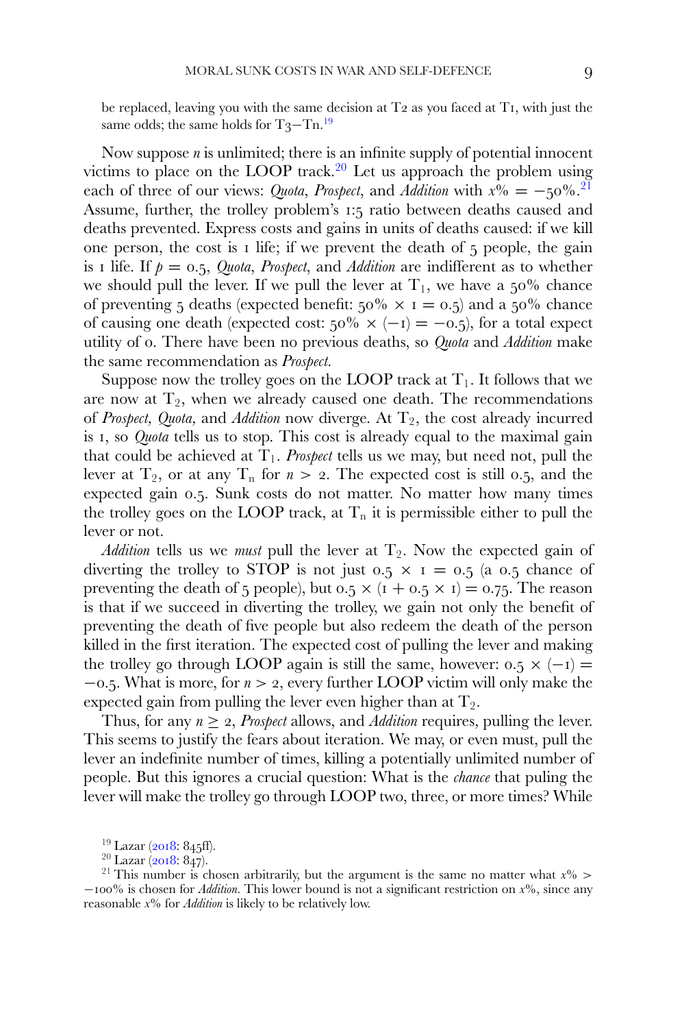be replaced, leaving you with the same decision at T2 as you faced at T1, with just the same odds; the same holds for T3–Tn.[19]

Now suppose *n* is unlimited; there is an infinite supply of potential innocent victims to place on the LOOP track.[20] Let us approach the problem using each of three of our views: *Quota*, *Prospect*, and *Addition* with $x\% = -50\%$.[21] Assume, further, the trolley problem's 1:5 ratio between deaths caused and deaths prevented. Express costs and gains in units of deaths caused: if we kill one person, the cost is 1 life; if we prevent the death of 5 people, the gain is 1 life. If $p = 0.5$, *Quota*, *Prospect*, and *Addition* are indifferent as to whether we should pull the lever. If we pull the lever at $T_1$, we have a 50% chance of preventing 5 deaths (expected benefit: $50\% \times 1 = 0.5$) and a 50% chance of causing one death (expected cost: $50\% \times (-1) = -0.5$), for a total expect utility of 0. There have been no previous deaths, so *Quota* and *Addition* make the same recommendation as *Prospect*.

Suppose now the trolley goes on the LOOP track at $T_1$. It follows that we are now at $T_2$, when we already caused one death. The recommendations of *Prospect, Quota,* and *Addition* now diverge. At $T_2$, the cost already incurred is 1, so *Quota* tells us to stop. This cost is already equal to the maximal gain that could be achieved at $T_1$. *Prospect* tells us we may, but need not, pull the lever at $T_2$, or at any $T_n$ for $n > 2$. The expected cost is still 0.5, and the expected gain 0.5. Sunk costs do not matter. No matter how many times the trolley goes on the LOOP track, at $T_n$ it is permissible either to pull the lever or not.

*Addition* tells us we *must* pull the lever at $T_2$. Now the expected gain of diverting the trolley to STOP is not just $0.5 \times 1 = 0.5$ (a 0.5 chance of preventing the death of 5 people), but $0.5 \times (1 + 0.5 \times 1) = 0.75$. The reason is that if we succeed in diverting the trolley, we gain not only the benefit of preventing the death of five people but also redeem the death of the person killed in the first iteration. The expected cost of pulling the lever and making the trolley go through LOOP again is still the same, however: $0.5 \times (-1) = -0.5$. What is more, for $n > 2$, every further LOOP victim will only make the expected gain from pulling the lever even higher than at $T_2$.

Thus, for any $n \geq 2$, *Prospect* allows, and *Addition* requires, pulling the lever. This seems to justify the fears about iteration. We may, or even must, pull the lever an indefinite number of times, killing a potentially unlimited number of people. But this ignores a crucial question: What is the *chance* that puling the lever will make the trolley go through LOOP two, three, or more times? While

[19] Lazar (2018: 845ff).

[20] Lazar (2018: 847).

[21] This number is chosen arbitrarily, but the argument is the same no matter what $x\% > -100\%$ is chosen for *Addition*. This lower bound is not a significant restriction on $x\%$, since any reasonable $x\%$ for *Addition* is likely to be relatively low.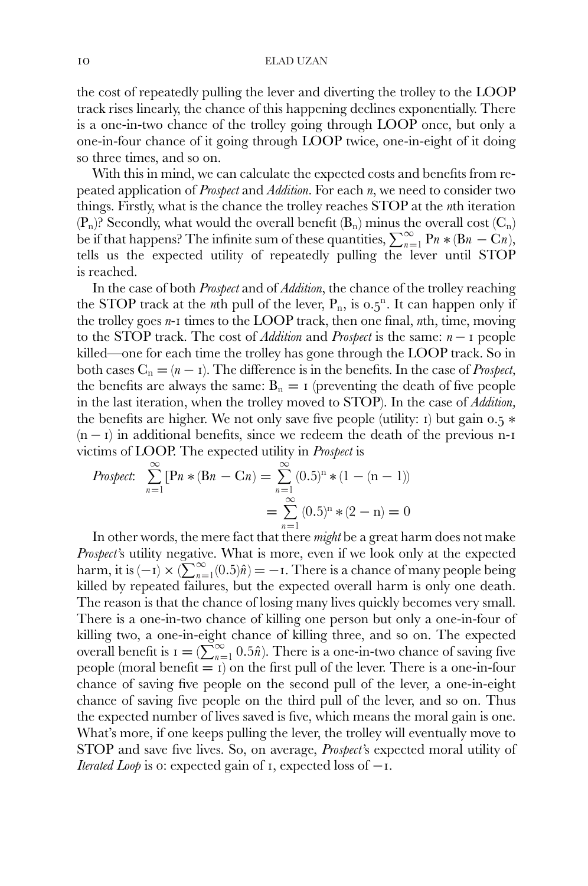the cost of repeatedly pulling the lever and diverting the trolley to the LOOP track rises linearly, the chance of this happening declines exponentially. There is a one-in-two chance of the trolley going through LOOP once, but only a one-in-four chance of it going through LOOP twice, one-in-eight of it doing so three times, and so on.

With this in mind, we can calculate the expected costs and benefits from repeated application of *Prospect* and *Addition*. For each *n*, we need to consider two things. Firstly, what is the chance the trolley reaches STOP at the *n*th iteration ($P_n$)? Secondly, what would the overall benefit ($B_n$) minus the overall cost ($C_n$) be if that happens? The infinite sum of these quantities, $\sum_{n=1}^{\infty} Pn * (Bn - Cn)$, tells us the expected utility of repeatedly pulling the lever until STOP is reached.

In the case of both *Prospect* and of *Addition*, the chance of the trolley reaching the STOP track at the *n*th pull of the lever, $P_n$, is $0.5^n$. It can happen only if the trolley goes *n*-1 times to the LOOP track, then one final, *n*th, time, moving to the STOP track. The cost of *Addition* and *Prospect* is the same: $n - 1$ people killed—one for each time the trolley has gone through the LOOP track. So in both cases $C_n = (n - 1)$. The difference is in the benefits. In the case of *Prospect,* the benefits are always the same: $B_n = 1$ (preventing the death of five people in the last iteration, when the trolley moved to STOP). In the case of *Addition,* the benefits are higher. We not only save five people (utility: 1) but gain $0.5 * (n - 1)$ in additional benefits, since we redeem the death of the previous n-1 victims of LOOP. The expected utility in *Prospect* is

$$\textit{Prospect}: \quad \sum_{n=1}^{\infty} [Pn * (Bn - Cn) = \sum_{n=1}^{\infty} (0.5)^n * (1 - (n - 1)) = \sum_{n=1}^{\infty} (0.5)^n * (2 - n) = 0$$

In other words, the mere fact that there *might* be a great harm does not make *Prospect*'s utility negative. What is more, even if we look only at the expected harm, it is $(-1) \times (\sum_{n=1}^{\infty} (0.5)\hat{n}) = -1$. There is a chance of many people being killed by repeated failures, but the expected overall harm is only one death. The reason is that the chance of losing many lives quickly becomes very small. There is a one-in-two chance of killing one person but only a one-in-four of killing two, a one-in-eight chance of killing three, and so on. The expected overall benefit is $1 = (\sum_{n=1}^{\infty} 0.5\hat{n})$. There is a one-in-two chance of saving five people (moral benefit = 1) on the first pull of the lever. There is a one-in-four chance of saving five people on the second pull of the lever, a one-in-eight chance of saving five people on the third pull of the lever, and so on. Thus the expected number of lives saved is five, which means the moral gain is one. What's more, if one keeps pulling the lever, the trolley will eventually move to STOP and save five lives. So, on average, *Prospect*'s expected moral utility of *Iterated Loop* is 0: expected gain of 1, expected loss of −1.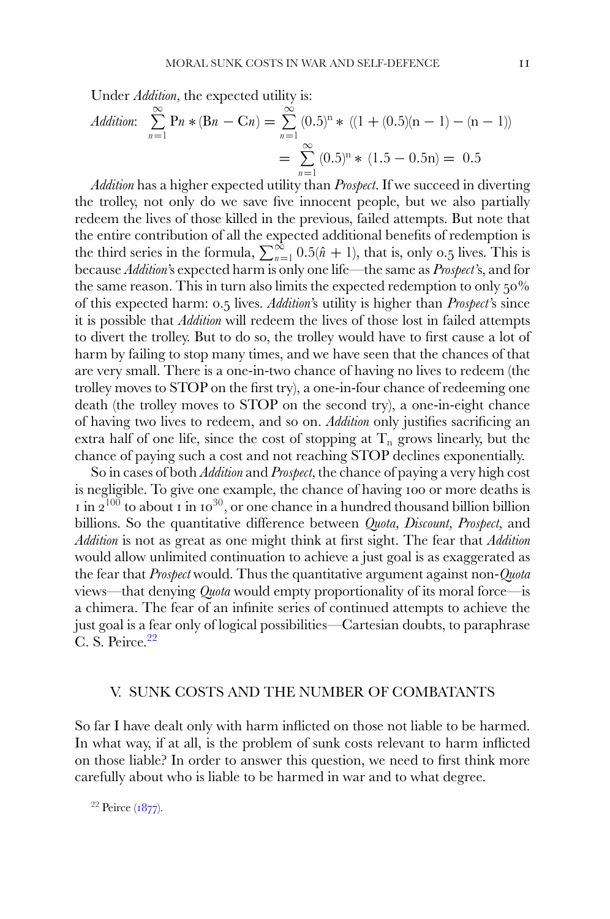Under *Addition*, the expected utility is:

$$\textit{Addition}: \quad \sum_{n=1}^{\infty} \mathrm{P}n * (\mathrm{B}n - \mathrm{C}n) = \sum_{n=1}^{\infty} (0.5)^{\mathrm{n}} * ((1 + (0.5)(\mathrm{n}-1) - (\mathrm{n}-1))$$

$$= \sum_{n=1}^{\infty} (0.5)^{\mathrm{n}} * (1.5 - 0.5\mathrm{n}) = 0.5$$

*Addition* has a higher expected utility than *Prospect*. If we succeed in diverting the trolley, not only do we save five innocent people, but we also partially redeem the lives of those killed in the previous, failed attempts. But note that the entire contribution of all the expected additional benefits of redemption is the third series in the formula, $\sum_{n=1}^{\infty} 0.5(\hat{n} + 1)$, that is, only 0.5 lives. This is because *Addition*'s expected harm is only one life—the same as *Prospect*'s, and for the same reason. This in turn also limits the expected redemption to only 50% of this expected harm: 0.5 lives. *Addition*'s utility is higher than *Prospect*'s since it is possible that *Addition* will redeem the lives of those lost in failed attempts to divert the trolley. But to do so, the trolley would have to first cause a lot of harm by failing to stop many times, and we have seen that the chances of that are very small. There is a one-in-two chance of having no lives to redeem (the trolley moves to STOP on the first try), a one-in-four chance of redeeming one death (the trolley moves to STOP on the second try), a one-in-eight chance of having two lives to redeem, and so on. *Addition* only justifies sacrificing an extra half of one life, since the cost of stopping at $T_n$ grows linearly, but the chance of paying such a cost and not reaching STOP declines exponentially.

So in cases of both *Addition* and *Prospect*, the chance of paying a very high cost is negligible. To give one example, the chance of having 100 or more deaths is 1 in $2^{100}$ to about 1 in $10^{30}$, or one chance in a hundred thousand billion billion billions. So the quantitative difference between *Quota*, *Discount*, *Prospect*, and *Addition* is not as great as one might think at first sight. The fear that *Addition* would allow unlimited continuation to achieve a just goal is as exaggerated as the fear that *Prospect* would. Thus the quantitative argument against non-*Quota* views—that denying *Quota* would empty proportionality of its moral force—is a chimera. The fear of an infinite series of continued attempts to achieve the just goal is a fear only of logical possibilities—Cartesian doubts, to paraphrase C. S. Peirce.[22]

## V. SUNK COSTS AND THE NUMBER OF COMBATANTS

So far I have dealt only with harm inflicted on those not liable to be harmed. In what way, if at all, is the problem of sunk costs relevant to harm inflicted on those liable? In order to answer this question, we need to first think more carefully about who is liable to be harmed in war and to what degree.

[22] Peirce (1877).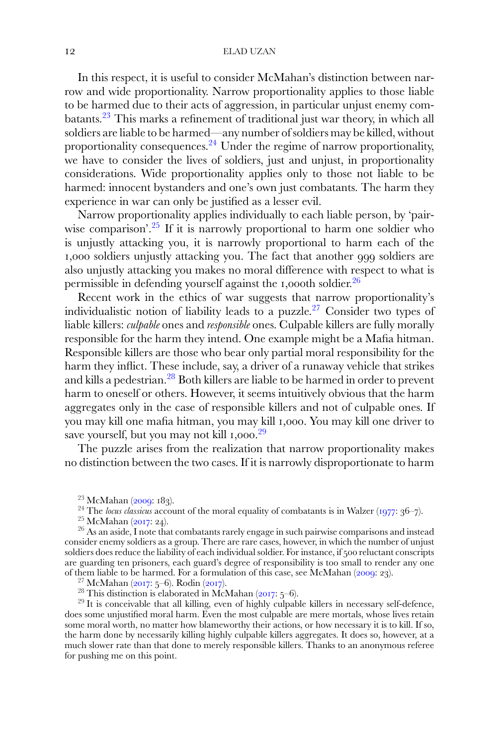In this respect, it is useful to consider McMahan's distinction between narrow and wide proportionality. Narrow proportionality applies to those liable to be harmed due to their acts of aggression, in particular unjust enemy combatants.[23] This marks a refinement of traditional just war theory, in which all soldiers are liable to be harmed—any number of soldiers may be killed, without proportionality consequences.[24] Under the regime of narrow proportionality, we have to consider the lives of soldiers, just and unjust, in proportionality considerations. Wide proportionality applies only to those not liable to be harmed: innocent bystanders and one's own just combatants. The harm they experience in war can only be justified as a lesser evil.

Narrow proportionality applies individually to each liable person, by 'pairwise comparison'.[25] If it is narrowly proportional to harm one soldier who is unjustly attacking you, it is narrowly proportional to harm each of the 1,000 soldiers unjustly attacking you. The fact that another 999 soldiers are also unjustly attacking you makes no moral difference with respect to what is permissible in defending yourself against the 1,000th soldier.[26]

Recent work in the ethics of war suggests that narrow proportionality's individualistic notion of liability leads to a puzzle.[27] Consider two types of liable killers: *culpable* ones and *responsible* ones. Culpable killers are fully morally responsible for the harm they intend. One example might be a Mafia hitman. Responsible killers are those who bear only partial moral responsibility for the harm they inflict. These include, say, a driver of a runaway vehicle that strikes and kills a pedestrian.[28] Both killers are liable to be harmed in order to prevent harm to oneself or others. However, it seems intuitively obvious that the harm aggregates only in the case of responsible killers and not of culpable ones. If you may kill one mafia hitman, you may kill 1,000. You may kill one driver to save yourself, but you may not kill 1,000.[29]

The puzzle arises from the realization that narrow proportionality makes no distinction between the two cases. If it is narrowly disproportionate to harm

---

[23] McMahan (2009: 183).

[24] The *locus classicus* account of the moral equality of combatants is in Walzer (1977: 36–7).

[25] McMahan (2017: 24).

[26] As an aside, I note that combatants rarely engage in such pairwise comparisons and instead consider enemy soldiers as a group. There are rare cases, however, in which the number of unjust soldiers does reduce the liability of each individual soldier. For instance, if 500 reluctant conscripts are guarding ten prisoners, each guard's degree of responsibility is too small to render any one of them liable to be harmed. For a formulation of this case, see McMahan (2009: 23).

[27] McMahan (2017: 5–6). Rodin (2017).

[28] This distinction is elaborated in McMahan (2017: 5–6).

[29] It is conceivable that all killing, even of highly culpable killers in necessary self-defence, does some unjustified moral harm. Even the most culpable are mere mortals, whose lives retain some moral worth, no matter how blameworthy their actions, or how necessary it is to kill. If so, the harm done by necessarily killing highly culpable killers aggregates. It does so, however, at a much slower rate than that done to merely responsible killers. Thanks to an anonymous referee for pushing me on this point.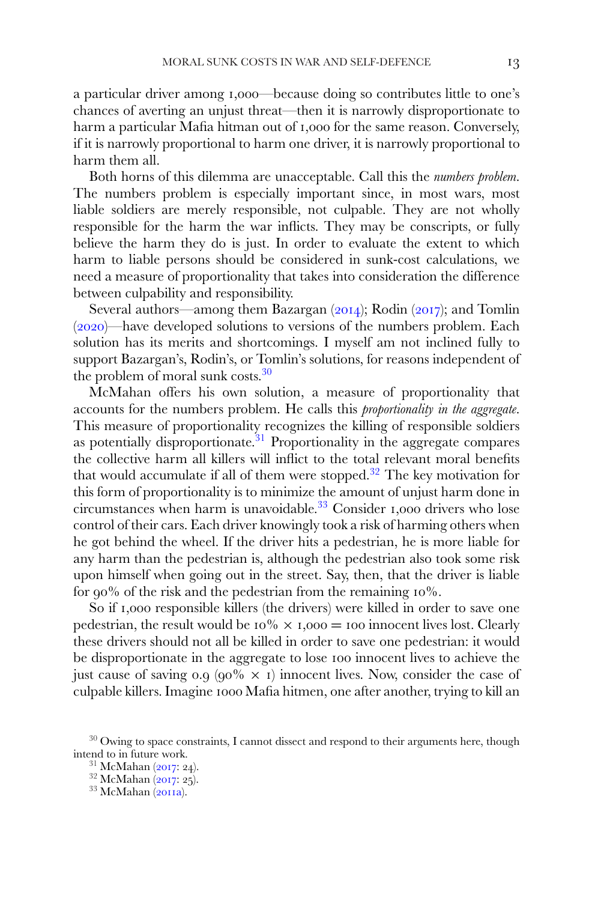a particular driver among 1,000—because doing so contributes little to one's chances of averting an unjust threat—then it is narrowly disproportionate to harm a particular Mafia hitman out of 1,000 for the same reason. Conversely, if it is narrowly proportional to harm one driver, it is narrowly proportional to harm them all.

Both horns of this dilemma are unacceptable. Call this the *numbers problem*. The numbers problem is especially important since, in most wars, most liable soldiers are merely responsible, not culpable. They are not wholly responsible for the harm the war inflicts. They may be conscripts, or fully believe the harm they do is just. In order to evaluate the extent to which harm to liable persons should be considered in sunk-cost calculations, we need a measure of proportionality that takes into consideration the difference between culpability and responsibility.

Several authors—among them Bazargan (2014); Rodin (2017); and Tomlin (2020)—have developed solutions to versions of the numbers problem. Each solution has its merits and shortcomings. I myself am not inclined fully to support Bazargan's, Rodin's, or Tomlin's solutions, for reasons independent of the problem of moral sunk costs.[30]

McMahan offers his own solution, a measure of proportionality that accounts for the numbers problem. He calls this *proportionality in the aggregate*. This measure of proportionality recognizes the killing of responsible soldiers as potentially disproportionate.[31] Proportionality in the aggregate compares the collective harm all killers will inflict to the total relevant moral benefits that would accumulate if all of them were stopped.[32] The key motivation for this form of proportionality is to minimize the amount of unjust harm done in circumstances when harm is unavoidable.[33] Consider 1,000 drivers who lose control of their cars. Each driver knowingly took a risk of harming others when he got behind the wheel. If the driver hits a pedestrian, he is more liable for any harm than the pedestrian is, although the pedestrian also took some risk upon himself when going out in the street. Say, then, that the driver is liable for 90% of the risk and the pedestrian from the remaining 10%.

So if 1,000 responsible killers (the drivers) were killed in order to save one pedestrian, the result would be $10\% \times 1{,}000 = 100$ innocent lives lost. Clearly these drivers should not all be killed in order to save one pedestrian: it would be disproportionate in the aggregate to lose 100 innocent lives to achieve the just cause of saving 0.9 ($90\% \times 1$) innocent lives. Now, consider the case of culpable killers. Imagine 1000 Mafia hitmen, one after another, trying to kill an

[30] Owing to space constraints, I cannot dissect and respond to their arguments here, though intend to in future work.

[31] McMahan (2017: 24).

[32] McMahan (2017: 25).

[33] McMahan (2011a).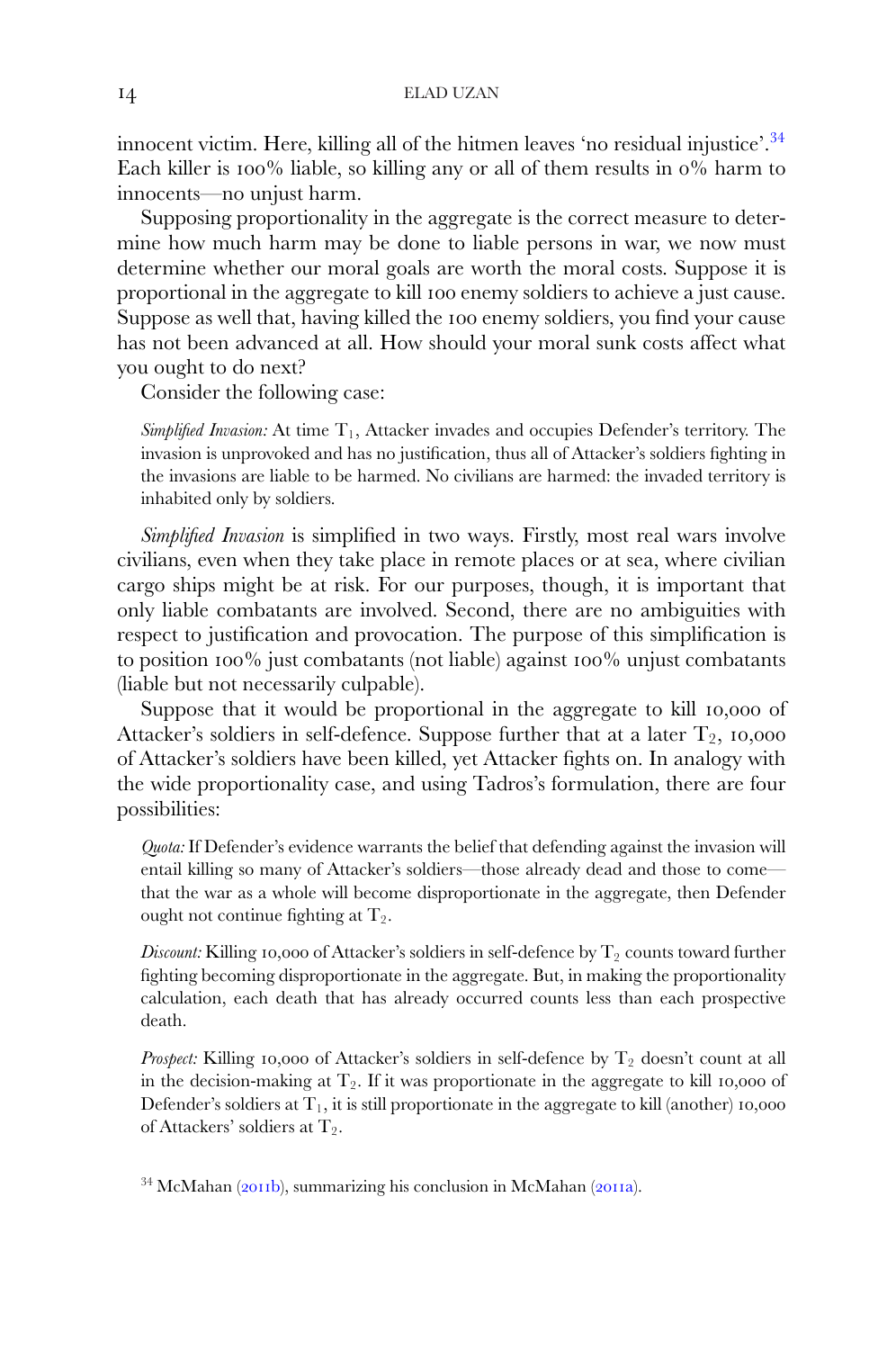innocent victim. Here, killing all of the hitmen leaves 'no residual injustice'.[34] Each killer is 100% liable, so killing any or all of them results in 0% harm to innocents—no unjust harm.

Supposing proportionality in the aggregate is the correct measure to determine how much harm may be done to liable persons in war, we now must determine whether our moral goals are worth the moral costs. Suppose it is proportional in the aggregate to kill 100 enemy soldiers to achieve a just cause. Suppose as well that, having killed the 100 enemy soldiers, you find your cause has not been advanced at all. How should your moral sunk costs affect what you ought to do next?

Consider the following case:

> *Simplified Invasion:* At time $T_1$, Attacker invades and occupies Defender's territory. The invasion is unprovoked and has no justification, thus all of Attacker's soldiers fighting in the invasions are liable to be harmed. No civilians are harmed: the invaded territory is inhabited only by soldiers.

*Simplified Invasion* is simplified in two ways. Firstly, most real wars involve civilians, even when they take place in remote places or at sea, where civilian cargo ships might be at risk. For our purposes, though, it is important that only liable combatants are involved. Second, there are no ambiguities with respect to justification and provocation. The purpose of this simplification is to position 100% just combatants (not liable) against 100% unjust combatants (liable but not necessarily culpable).

Suppose that it would be proportional in the aggregate to kill 10,000 of Attacker's soldiers in self-defence. Suppose further that at a later $T_2$, 10,000 of Attacker's soldiers have been killed, yet Attacker fights on. In analogy with the wide proportionality case, and using Tadros's formulation, there are four possibilities:

> *Quota:* If Defender's evidence warrants the belief that defending against the invasion will entail killing so many of Attacker's soldiers—those already dead and those to come—that the war as a whole will become disproportionate in the aggregate, then Defender ought not continue fighting at $T_2$.

> *Discount:* Killing 10,000 of Attacker's soldiers in self-defence by $T_2$ counts toward further fighting becoming disproportionate in the aggregate. But, in making the proportionality calculation, each death that has already occurred counts less than each prospective death.

> *Prospect:* Killing 10,000 of Attacker's soldiers in self-defence by $T_2$ doesn't count at all in the decision-making at $T_2$. If it was proportionate in the aggregate to kill 10,000 of Defender's soldiers at $T_1$, it is still proportionate in the aggregate to kill (another) 10,000 of Attackers' soldiers at $T_2$.

[34] McMahan (2011b), summarizing his conclusion in McMahan (2011a).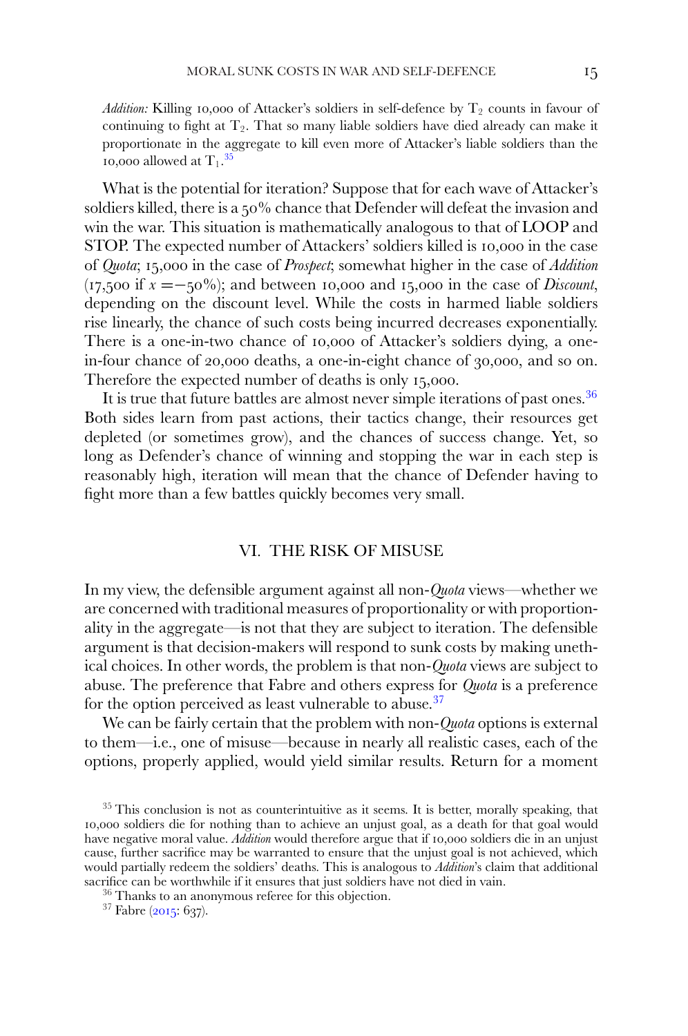> *Addition:* Killing 10,000 of Attacker's soldiers in self-defence by $T_2$ counts in favour of continuing to fight at $T_2$. That so many liable soldiers have died already can make it proportionate in the aggregate to kill even more of Attacker's liable soldiers than the 10,000 allowed at $T_1$.[35]

What is the potential for iteration? Suppose that for each wave of Attacker's soldiers killed, there is a 50% chance that Defender will defeat the invasion and win the war. This situation is mathematically analogous to that of LOOP and STOP. The expected number of Attackers' soldiers killed is 10,000 in the case of *Quota*; 15,000 in the case of *Prospect*; somewhat higher in the case of *Addition* (17,500 if $x = -50\%$); and between 10,000 and 15,000 in the case of *Discount*, depending on the discount level. While the costs in harmed liable soldiers rise linearly, the chance of such costs being incurred decreases exponentially. There is a one-in-two chance of 10,000 of Attacker's soldiers dying, a one-in-four chance of 20,000 deaths, a one-in-eight chance of 30,000, and so on. Therefore the expected number of deaths is only 15,000.

It is true that future battles are almost never simple iterations of past ones.[36] Both sides learn from past actions, their tactics change, their resources get depleted (or sometimes grow), and the chances of success change. Yet, so long as Defender's chance of winning and stopping the war in each step is reasonably high, iteration will mean that the chance of Defender having to fight more than a few battles quickly becomes very small.

## VI. THE RISK OF MISUSE

In my view, the defensible argument against all non-*Quota* views—whether we are concerned with traditional measures of proportionality or with proportionality in the aggregate—is not that they are subject to iteration. The defensible argument is that decision-makers will respond to sunk costs by making unethical choices. In other words, the problem is that non-*Quota* views are subject to abuse. The preference that Fabre and others express for *Quota* is a preference for the option perceived as least vulnerable to abuse.[37]

We can be fairly certain that the problem with non-*Quota* options is external to them—i.e., one of misuse—because in nearly all realistic cases, each of the options, properly applied, would yield similar results. Return for a moment

---

[35] This conclusion is not as counterintuitive as it seems. It is better, morally speaking, that 10,000 soldiers die for nothing than to achieve an unjust goal, as a death for that goal would have negative moral value. *Addition* would therefore argue that if 10,000 soldiers die in an unjust cause, further sacrifice may be warranted to ensure that the unjust goal is not achieved, which would partially redeem the soldiers' deaths. This is analogous to *Addition*'s claim that additional sacrifice can be worthwhile if it ensures that just soldiers have not died in vain.

[36] Thanks to an anonymous referee for this objection.

[37] Fabre (2015: 637).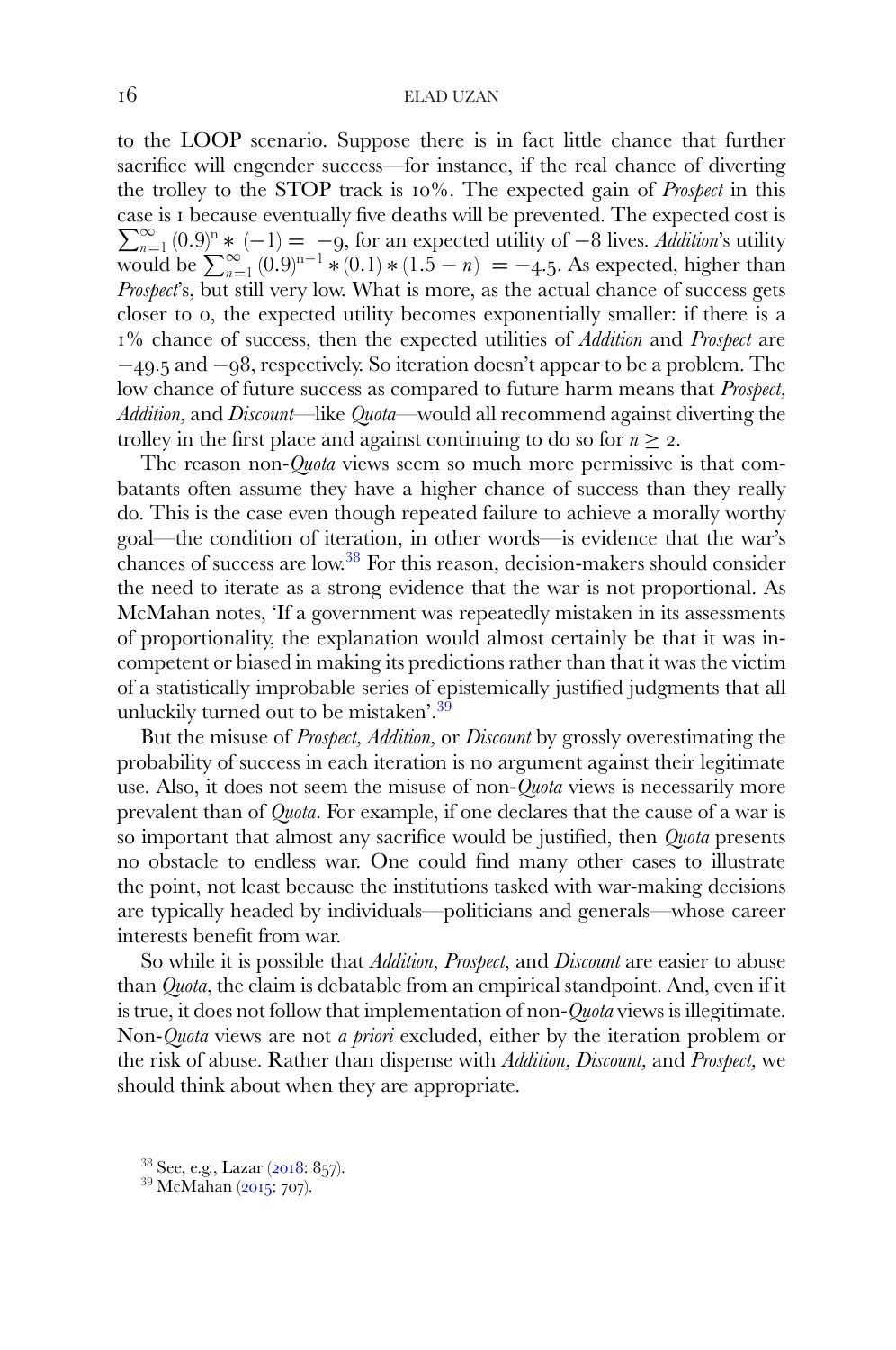to the LOOP scenario. Suppose there is in fact little chance that further sacrifice will engender success—for instance, if the real chance of diverting the trolley to the STOP track is 10%. The expected gain of *Prospect* in this case is 1 because eventually five deaths will be prevented. The expected cost is $\sum_{n=1}^{\infty} (0.9)^{n} * (-1) = -9$, for an expected utility of $-8$ lives. *Addition*'s utility would be $\sum_{n=1}^{\infty} (0.9)^{n-1} * (0.1) * (1.5 - n) = -4.5$. As expected, higher than *Prospect*'s, but still very low. What is more, as the actual chance of success gets closer to 0, the expected utility becomes exponentially smaller: if there is a 1% chance of success, then the expected utilities of *Addition* and *Prospect* are $-49.5$ and $-98$, respectively. So iteration doesn't appear to be a problem. The low chance of future success as compared to future harm means that *Prospect, Addition,* and *Discount*—like *Quota*—would all recommend against diverting the trolley in the first place and against continuing to do so for $n \geq 2$.

The reason non-*Quota* views seem so much more permissive is that combatants often assume they have a higher chance of success than they really do. This is the case even though repeated failure to achieve a morally worthy goal—the condition of iteration, in other words—is evidence that the war's chances of success are low.[38] For this reason, decision-makers should consider the need to iterate as a strong evidence that the war is not proportional. As McMahan notes, 'If a government was repeatedly mistaken in its assessments of proportionality, the explanation would almost certainly be that it was incompetent or biased in making its predictions rather than that it was the victim of a statistically improbable series of epistemically justified judgments that all unluckily turned out to be mistaken'.[39]

But the misuse of *Prospect, Addition,* or *Discount* by grossly overestimating the probability of success in each iteration is no argument against their legitimate use. Also, it does not seem the misuse of non-*Quota* views is necessarily more prevalent than of *Quota*. For example, if one declares that the cause of a war is so important that almost any sacrifice would be justified, then *Quota* presents no obstacle to endless war. One could find many other cases to illustrate the point, not least because the institutions tasked with war-making decisions are typically headed by individuals—politicians and generals—whose career interests benefit from war.

So while it is possible that *Addition*, *Prospect*, and *Discount* are easier to abuse than *Quota*, the claim is debatable from an empirical standpoint. And, even if it is true, it does not follow that implementation of non-*Quota* views is illegitimate. Non-*Quota* views are not *a priori* excluded, either by the iteration problem or the risk of abuse. Rather than dispense with *Addition, Discount,* and *Prospect,* we should think about when they are appropriate.

[38] See, e.g., Lazar (2018: 857).
[39] McMahan (2015: 707).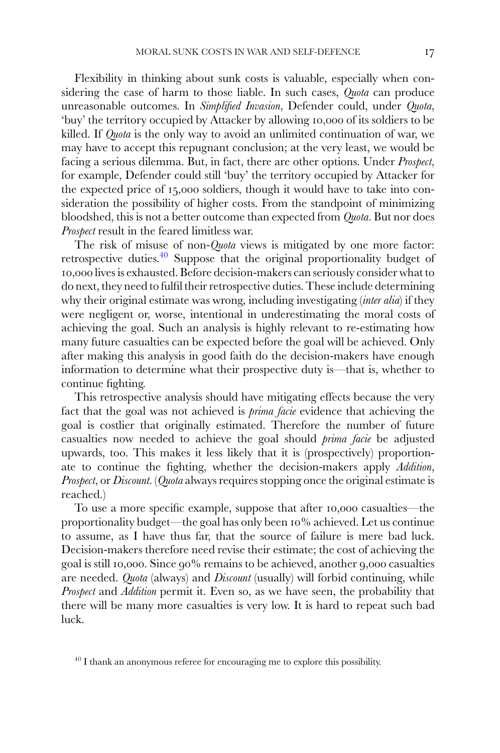Flexibility in thinking about sunk costs is valuable, especially when considering the case of harm to those liable. In such cases, *Quota* can produce unreasonable outcomes. In *Simplified Invasion*, Defender could, under *Quota*, 'buy' the territory occupied by Attacker by allowing 10,000 of its soldiers to be killed. If *Quota* is the only way to avoid an unlimited continuation of war, we may have to accept this repugnant conclusion; at the very least, we would be facing a serious dilemma. But, in fact, there are other options. Under *Prospect*, for example, Defender could still 'buy' the territory occupied by Attacker for the expected price of 15,000 soldiers, though it would have to take into consideration the possibility of higher costs. From the standpoint of minimizing bloodshed, this is not a better outcome than expected from *Quota*. But nor does *Prospect* result in the feared limitless war.

The risk of misuse of non-*Quota* views is mitigated by one more factor: retrospective duties.[40] Suppose that the original proportionality budget of 10,000 lives is exhausted. Before decision-makers can seriously consider what to do next, they need to fulfil their retrospective duties. These include determining why their original estimate was wrong, including investigating (*inter alia*) if they were negligent or, worse, intentional in underestimating the moral costs of achieving the goal. Such an analysis is highly relevant to re-estimating how many future casualties can be expected before the goal will be achieved. Only after making this analysis in good faith do the decision-makers have enough information to determine what their prospective duty is—that is, whether to continue fighting.

This retrospective analysis should have mitigating effects because the very fact that the goal was not achieved is *prima facie* evidence that achieving the goal is costlier that originally estimated. Therefore the number of future casualties now needed to achieve the goal should *prima facie* be adjusted upwards, too. This makes it less likely that it is (prospectively) proportionate to continue the fighting, whether the decision-makers apply *Addition*, *Prospect*, or *Discount*. (*Quota* always requires stopping once the original estimate is reached.)

To use a more specific example, suppose that after 10,000 casualties—the proportionality budget—the goal has only been 10% achieved. Let us continue to assume, as I have thus far, that the source of failure is mere bad luck. Decision-makers therefore need revise their estimate; the cost of achieving the goal is still 10,000. Since 90% remains to be achieved, another 9,000 casualties are needed. *Quota* (always) and *Discount* (usually) will forbid continuing, while *Prospect* and *Addition* permit it. Even so, as we have seen, the probability that there will be many more casualties is very low. It is hard to repeat such bad luck.

[40] I thank an anonymous referee for encouraging me to explore this possibility.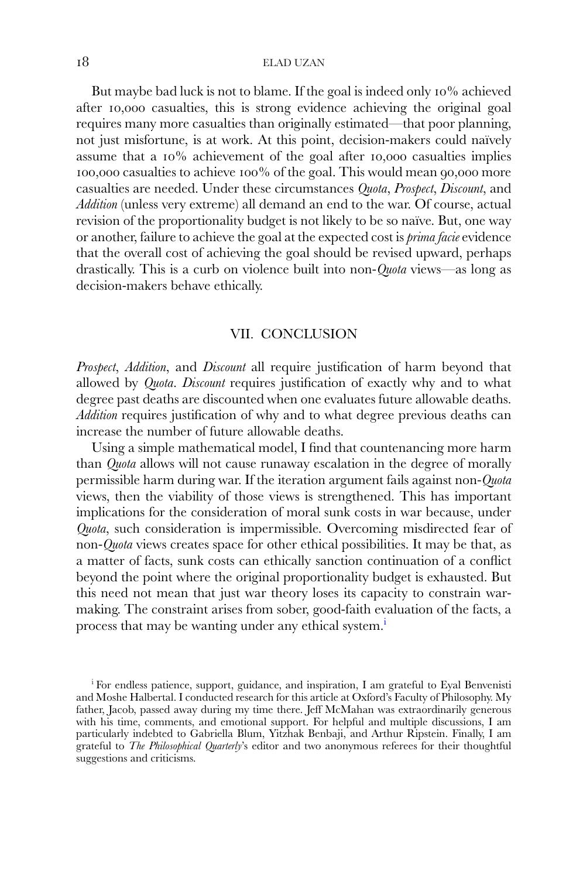But maybe bad luck is not to blame. If the goal is indeed only 10% achieved after 10,000 casualties, this is strong evidence achieving the original goal requires many more casualties than originally estimated—that poor planning, not just misfortune, is at work. At this point, decision-makers could naïvely assume that a 10% achievement of the goal after 10,000 casualties implies 100,000 casualties to achieve 100% of the goal. This would mean 90,000 more casualties are needed. Under these circumstances *Quota*, *Prospect*, *Discount*, and *Addition* (unless very extreme) all demand an end to the war. Of course, actual revision of the proportionality budget is not likely to be so naïve. But, one way or another, failure to achieve the goal at the expected cost is *prima facie* evidence that the overall cost of achieving the goal should be revised upward, perhaps drastically. This is a curb on violence built into non-*Quota* views—as long as decision-makers behave ethically.

## VII. CONCLUSION

*Prospect*, *Addition*, and *Discount* all require justification of harm beyond that allowed by *Quota*. *Discount* requires justification of exactly why and to what degree past deaths are discounted when one evaluates future allowable deaths. *Addition* requires justification of why and to what degree previous deaths can increase the number of future allowable deaths.

Using a simple mathematical model, I find that countenancing more harm than *Quota* allows will not cause runaway escalation in the degree of morally permissible harm during war. If the iteration argument fails against non-*Quota* views, then the viability of those views is strengthened. This has important implications for the consideration of moral sunk costs in war because, under *Quota*, such consideration is impermissible. Overcoming misdirected fear of non-*Quota* views creates space for other ethical possibilities. It may be that, as a matter of facts, sunk costs can ethically sanction continuation of a conflict beyond the point where the original proportionality budget is exhausted. But this need not mean that just war theory loses its capacity to constrain war-making. The constraint arises from sober, good-faith evaluation of the facts, a process that may be wanting under any ethical system.[i]

[i] For endless patience, support, guidance, and inspiration, I am grateful to Eyal Benvenisti and Moshe Halbertal. I conducted research for this article at Oxford's Faculty of Philosophy. My father, Jacob, passed away during my time there. Jeff McMahan was extraordinarily generous with his time, comments, and emotional support. For helpful and multiple discussions, I am particularly indebted to Gabriella Blum, Yitzhak Benbaji, and Arthur Ripstein. Finally, I am grateful to *The Philosophical Quarterly*'s editor and two anonymous referees for their thoughtful suggestions and criticisms.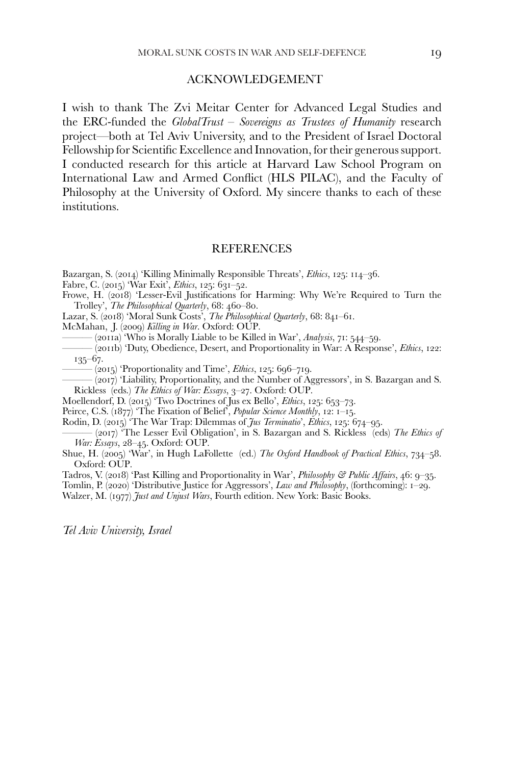## ACKNOWLEDGEMENT

I wish to thank The Zvi Meitar Center for Advanced Legal Studies and the ERC-funded the *GlobalTrust – Sovereigns as Trustees of Humanity* research project—both at Tel Aviv University, and to the President of Israel Doctoral Fellowship for Scientific Excellence and Innovation, for their generous support. I conducted research for this article at Harvard Law School Program on International Law and Armed Conflict (HLS PILAC), and the Faculty of Philosophy at the University of Oxford. My sincere thanks to each of these institutions.

## REFERENCES

Bazargan, S. (2014) 'Killing Minimally Responsible Threats', *Ethics*, 125: 114–36.

Fabre, C. (2015) 'War Exit', *Ethics*, 125: 631–52.

Frowe, H. (2018) 'Lesser-Evil Justifications for Harming: Why We're Required to Turn the Trolley', *The Philosophical Quarterly*, 68: 460–80.

Lazar, S. (2018) 'Moral Sunk Costs', *The Philosophical Quarterly*, 68: 841–61.

McMahan, J. (2009) *Killing in War*. Oxford: OUP.

——— (2011a) 'Who is Morally Liable to be Killed in War', *Analysis*, 71: 544–59.

——— (2011b) 'Duty, Obedience, Desert, and Proportionality in War: A Response', *Ethics*, 122: 135–67.

——— (2015) 'Proportionality and Time', *Ethics*, 125: 696–719.

——— (2017) 'Liability, Proportionality, and the Number of Aggressors', in S. Bazargan and S. Rickless (eds.) *The Ethics of War: Essays*, 3–27. Oxford: OUP.

Moellendorf, D. (2015) 'Two Doctrines of Jus ex Bello', *Ethics*, 125: 653–73.

Peirce, C.S. (1877) 'The Fixation of Belief', *Popular Science Monthly*, 12: 1–15.

Rodin, D. (2015) 'The War Trap: Dilemmas of *Jus Terminatio*', *Ethics*, 125: 674–95.

——— (2017) 'The Lesser Evil Obligation', in S. Bazargan and S. Rickless (eds) *The Ethics of War: Essays*, 28–45. Oxford: OUP.

Shue, H. (2005) 'War', in Hugh LaFollette (ed.) *The Oxford Handbook of Practical Ethics*, 734–58. Oxford: OUP.

Tadros, V. (2018) 'Past Killing and Proportionality in War', *Philosophy & Public Affairs*, 46: 9–35.

Tomlin, P. (2020) 'Distributive Justice for Aggressors', *Law and Philosophy*, (forthcoming): 1–29.

Walzer, M. (1977) *Just and Unjust Wars*, Fourth edition. New York: Basic Books.

*Tel Aviv University, Israel*